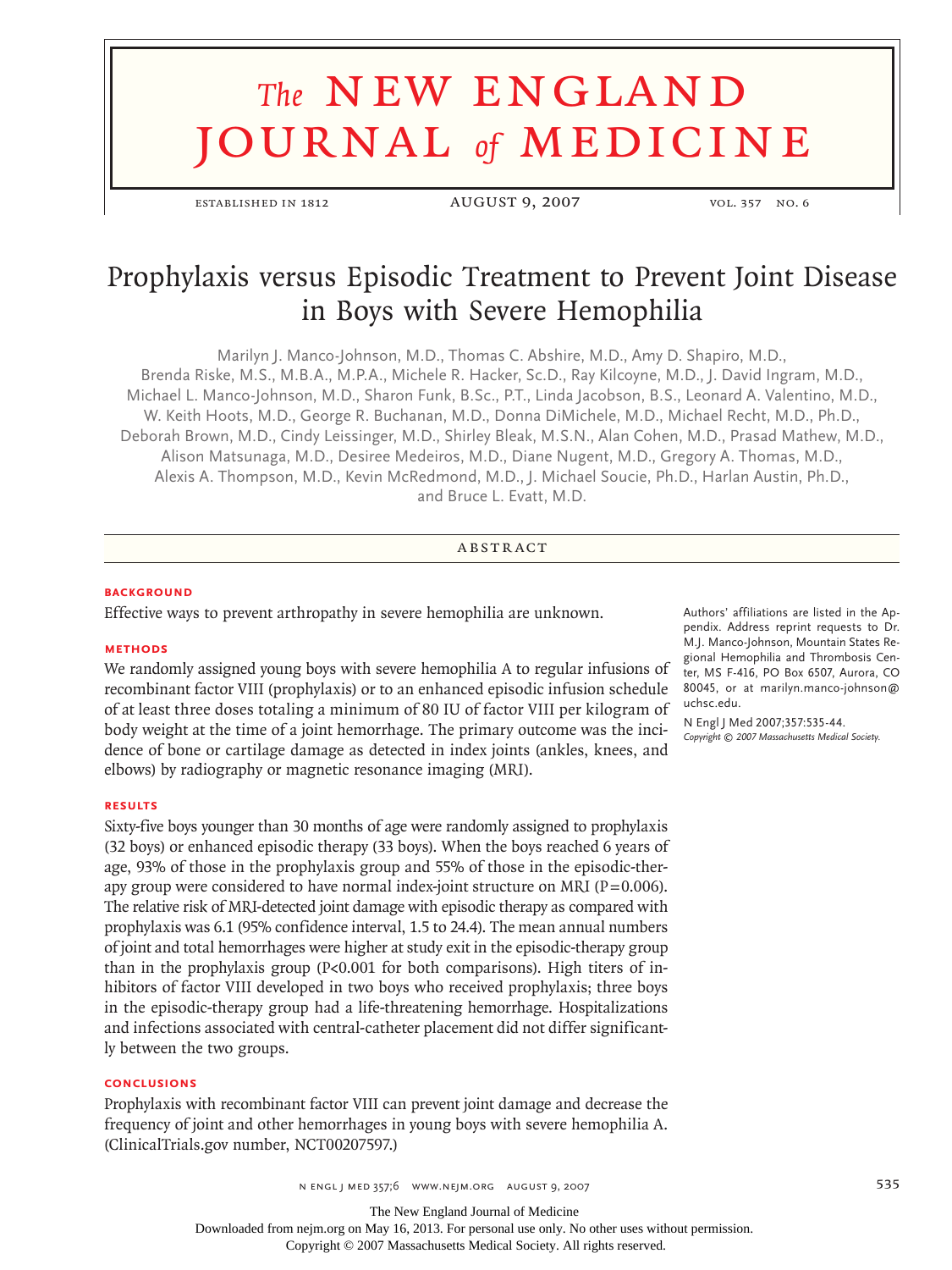# Prophylaxis versus Episodic Treatment to Prevent Joint Disease in Boys with Severe Hemophilia

Marilyn J. Manco-Johnson, M.D., Thomas C. Abshire, M.D., Amy D. Shapiro, M.D., Brenda Riske, M.S., M.B.A., M.P.A., Michele R. Hacker, Sc.D., Ray Kilcoyne, M.D., J. David Ingram, M.D., Michael L. Manco-Johnson, M.D., Sharon Funk, B.Sc., P.T., Linda Jacobson, B.S., Leonard A. Valentino, M.D., W. Keith Hoots, M.D., George R. Buchanan, M.D., Donna DiMichele, M.D., Michael Recht, M.D., Ph.D., Deborah Brown, M.D., Cindy Leissinger, M.D., Shirley Bleak, M.S.N., Alan Cohen, M.D., Prasad Mathew, M.D., Alison Matsunaga, M.D., Desiree Medeiros, M.D., Diane Nugent, M.D., Gregory A. Thomas, M.D., Alexis A. Thompson, M.D., Kevin McRedmond, M.D., J. Michael Soucie, Ph.D., Harlan Austin, Ph.D., and Bruce L. Evatt, M.D.

## ABSTRACT

### BACKGROUND

Effective ways to prevent arthropathy in severe hemophilia are unknown.

### METHODS

We randomly assigned young boys with severe hemophilia A to regular infusions of recombinant factor VIII (prophylaxis) or to an enhanced episodic infusion schedule of at least three doses totaling a minimum of 80 IU of factor VIII per kilogram of body weight at the time of a joint hemorrhage. The primary outcome was the incidence of bone or cartilage damage as detected in index joints (ankles, knees, and elbows) by radiography or magnetic resonance imaging (MRI).

### RESULTS

Sixty-five boys younger than 30 months of age were randomly assigned to prophylaxis (32 boys) or enhanced episodic therapy (33 boys). When the boys reached 6 years of age, 93% of those in the prophylaxis group and 55% of those in the episodic-therapy group were considered to have normal index-joint structure on MRI ($P=0.006$). The relative risk of MRI-detected joint damage with episodic therapy as compared with prophylaxis was 6.1 (95% confidence interval, 1.5 to 24.4). The mean annual numbers of joint and total hemorrhages were higher at study exit in the episodic-therapy group than in the prophylaxis group ($P<0.001$ for both comparisons). High titers of inhibitors of factor VIII developed in two boys who received prophylaxis; three boys in the episodic-therapy group had a life-threatening hemorrhage. Hospitalizations and infections associated with central-catheter placement did not differ significantly between the two groups.

### CONCLUSIONS

Prophylaxis with recombinant factor VIII can prevent joint damage and decrease the frequency of joint and other hemorrhages in young boys with severe hemophilia A. (ClinicalTrials.gov number, NCT00207597.)

Authors' affiliations are listed in the Appendix. Address reprint requests to Dr. M.J. Manco-Johnson, Mountain States Regional Hemophilia and Thrombosis Center, MS F-416, PO Box 6507, Aurora, CO 80045, or at marilyn.manco-johnson@uchsc.edu.

N Engl J Med 2007;357:535-44.
*Copyright © 2007 Massachusetts Medical Society.*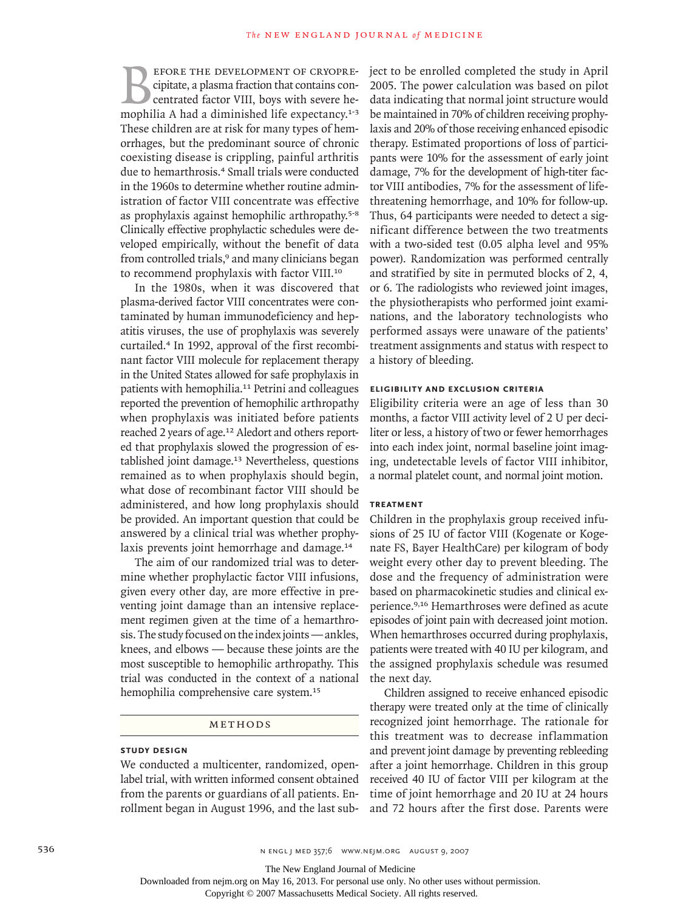Before the development of cryoprecipitate, a plasma fraction that contains concentrated factor VIII, boys with severe hemophilia A had a diminished life expectancy.[1-3] These children are at risk for many types of hemorrhages, but the predominant source of chronic coexisting disease is crippling, painful arthritis due to hemarthrosis.[4] Small trials were conducted in the 1960s to determine whether routine administration of factor VIII concentrate was effective as prophylaxis against hemophilic arthropathy.[5-8] Clinically effective prophylactic schedules were developed empirically, without the benefit of data from controlled trials,[9] and many clinicians began to recommend prophylaxis with factor VIII.[10]

In the 1980s, when it was discovered that plasma-derived factor VIII concentrates were contaminated by human immunodeficiency and hepatitis viruses, the use of prophylaxis was severely curtailed.[4] In 1992, approval of the first recombinant factor VIII molecule for replacement therapy in the United States allowed for safe prophylaxis in patients with hemophilia.[11] Petrini and colleagues reported the prevention of hemophilic arthropathy when prophylaxis was initiated before patients reached 2 years of age.[12] Aledort and others reported that prophylaxis slowed the progression of established joint damage.[13] Nevertheless, questions remained as to when prophylaxis should begin, what dose of recombinant factor VIII should be administered, and how long prophylaxis should be provided. An important question that could be answered by a clinical trial was whether prophylaxis prevents joint hemorrhage and damage.[14]

The aim of our randomized trial was to determine whether prophylactic factor VIII infusions, given every other day, are more effective in preventing joint damage than an intensive replacement regimen given at the time of a hemarthrosis. The study focused on the index joints — ankles, knees, and elbows — because these joints are the most susceptible to hemophilic arthropathy. This trial was conducted in the context of a national hemophilia comprehensive care system.[15]

## Methods

### Study Design

We conducted a multicenter, randomized, open-label trial, with written informed consent obtained from the parents or guardians of all patients. Enrollment began in August 1996, and the last subject to be enrolled completed the study in April 2005. The power calculation was based on pilot data indicating that normal joint structure would be maintained in 70% of children receiving prophylaxis and 20% of those receiving enhanced episodic therapy. Estimated proportions of loss of participants were 10% for the assessment of early joint damage, 7% for the development of high-titer factor VIII antibodies, 7% for the assessment of life-threatening hemorrhage, and 10% for follow-up. Thus, 64 participants were needed to detect a significant difference between the two treatments with a two-sided test (0.05 alpha level and 95% power). Randomization was performed centrally and stratified by site in permuted blocks of 2, 4, or 6. The radiologists who reviewed joint images, the physiotherapists who performed joint examinations, and the laboratory technologists who performed assays were unaware of the patients' treatment assignments and status with respect to a history of bleeding.

### Eligibility and Exclusion Criteria

Eligibility criteria were an age of less than 30 months, a factor VIII activity level of 2 U per deciliter or less, a history of two or fewer hemorrhages into each index joint, normal baseline joint imaging, undetectable levels of factor VIII inhibitor, a normal platelet count, and normal joint motion.

### Treatment

Children in the prophylaxis group received infusions of 25 IU of factor VIII (Kogenate or Kogenate FS, Bayer HealthCare) per kilogram of body weight every other day to prevent bleeding. The dose and the frequency of administration were based on pharmacokinetic studies and clinical experience.[9,16] Hemarthroses were defined as acute episodes of joint pain with decreased joint motion. When hemarthroses occurred during prophylaxis, patients were treated with 40 IU per kilogram, and the assigned prophylaxis schedule was resumed the next day.

Children assigned to receive enhanced episodic therapy were treated only at the time of clinically recognized joint hemorrhage. The rationale for this treatment was to decrease inflammation and prevent joint damage by preventing rebleeding after a joint hemorrhage. Children in this group received 40 IU of factor VIII per kilogram at the time of joint hemorrhage and 20 IU at 24 hours and 72 hours after the first dose. Parents were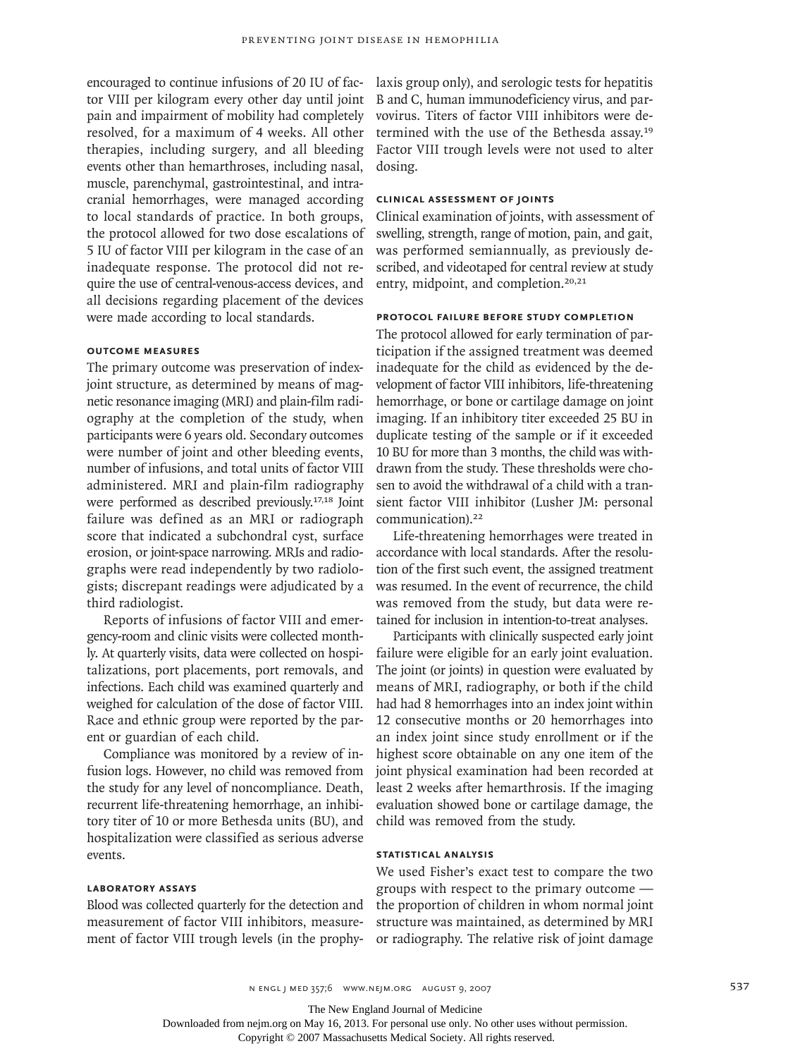encouraged to continue infusions of 20 IU of factor VIII per kilogram every other day until joint pain and impairment of mobility had completely resolved, for a maximum of 4 weeks. All other therapies, including surgery, and all bleeding events other than hemarthroses, including nasal, muscle, parenchymal, gastrointestinal, and intracranial hemorrhages, were managed according to local standards of practice. In both groups, the protocol allowed for two dose escalations of 5 IU of factor VIII per kilogram in the case of an inadequate response. The protocol did not require the use of central-venous-access devices, and all decisions regarding placement of the devices were made according to local standards.

### OUTCOME MEASURES

The primary outcome was preservation of index-joint structure, as determined by means of magnetic resonance imaging (MRI) and plain-film radiography at the completion of the study, when participants were 6 years old. Secondary outcomes were number of joint and other bleeding events, number of infusions, and total units of factor VIII administered. MRI and plain-film radiography were performed as described previously.[17,18] Joint failure was defined as an MRI or radiograph score that indicated a subchondral cyst, surface erosion, or joint-space narrowing. MRIs and radiographs were read independently by two radiologists; discrepant readings were adjudicated by a third radiologist.

Reports of infusions of factor VIII and emergency-room and clinic visits were collected monthly. At quarterly visits, data were collected on hospitalizations, port placements, port removals, and infections. Each child was examined quarterly and weighed for calculation of the dose of factor VIII. Race and ethnic group were reported by the parent or guardian of each child.

Compliance was monitored by a review of infusion logs. However, no child was removed from the study for any level of noncompliance. Death, recurrent life-threatening hemorrhage, an inhibitory titer of 10 or more Bethesda units (BU), and hospitalization were classified as serious adverse events.

### LABORATORY ASSAYS

Blood was collected quarterly for the detection and measurement of factor VIII inhibitors, measurement of factor VIII trough levels (in the prophylaxis group only), and serologic tests for hepatitis B and C, human immunodeficiency virus, and parvovirus. Titers of factor VIII inhibitors were determined with the use of the Bethesda assay.[19] Factor VIII trough levels were not used to alter dosing.

### CLINICAL ASSESSMENT OF JOINTS

Clinical examination of joints, with assessment of swelling, strength, range of motion, pain, and gait, was performed semiannually, as previously described, and videotaped for central review at study entry, midpoint, and completion.[20,21]

### PROTOCOL FAILURE BEFORE STUDY COMPLETION

The protocol allowed for early termination of participation if the assigned treatment was deemed inadequate for the child as evidenced by the development of factor VIII inhibitors, life-threatening hemorrhage, or bone or cartilage damage on joint imaging. If an inhibitory titer exceeded 25 BU in duplicate testing of the sample or if it exceeded 10 BU for more than 3 months, the child was withdrawn from the study. These thresholds were chosen to avoid the withdrawal of a child with a transient factor VIII inhibitor (Lusher JM: personal communication).[22]

Life-threatening hemorrhages were treated in accordance with local standards. After the resolution of the first such event, the assigned treatment was resumed. In the event of recurrence, the child was removed from the study, but data were retained for inclusion in intention-to-treat analyses.

Participants with clinically suspected early joint failure were eligible for an early joint evaluation. The joint (or joints) in question were evaluated by means of MRI, radiography, or both if the child had had 8 hemorrhages into an index joint within 12 consecutive months or 20 hemorrhages into an index joint since study enrollment or if the highest score obtainable on any one item of the joint physical examination had been recorded at least 2 weeks after hemarthrosis. If the imaging evaluation showed bone or cartilage damage, the child was removed from the study.

### STATISTICAL ANALYSIS

We used Fisher's exact test to compare the two groups with respect to the primary outcome — the proportion of children in whom normal joint structure was maintained, as determined by MRI or radiography. The relative risk of joint damage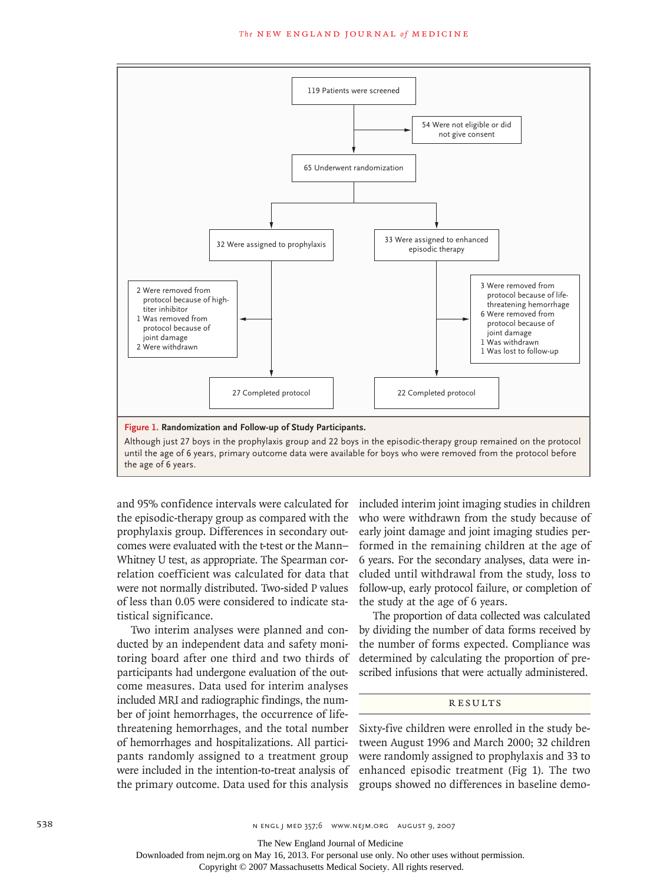119 Patients were screened

54 Were not eligible or did not give consent

65 Underwent randomization

32 Were assigned to prophylaxis

33 Were assigned to enhanced episodic therapy

2 Were removed from protocol because of high-titer inhibitor
1 Was removed from protocol because of joint damage
2 Were withdrawn

3 Were removed from protocol because of life-threatening hemorrhage
6 Were removed from protocol because of joint damage
1 Was withdrawn
1 Was lost to follow-up

27 Completed protocol

22 Completed protocol

**Figure 1. Randomization and Follow-up of Study Participants.**

Although just 27 boys in the prophylaxis group and 22 boys in the episodic-therapy group remained on the protocol until the age of 6 years, primary outcome data were available for boys who were removed from the protocol before the age of 6 years.

and 95% confidence intervals were calculated for the episodic-therapy group as compared with the prophylaxis group. Differences in secondary outcomes were evaluated with the t-test or the Mann–Whitney U test, as appropriate. The Spearman correlation coefficient was calculated for data that were not normally distributed. Two-sided P values of less than 0.05 were considered to indicate statistical significance.

Two interim analyses were planned and conducted by an independent data and safety monitoring board after one third and two thirds of participants had undergone evaluation of the outcome measures. Data used for interim analyses included MRI and radiographic findings, the number of joint hemorrhages, the occurrence of life-threatening hemorrhages, and the total number of hemorrhages and hospitalizations. All participants randomly assigned to a treatment group were included in the intention-to-treat analysis of the primary outcome. Data used for this analysis included interim joint imaging studies in children who were withdrawn from the study because of early joint damage and joint imaging studies performed in the remaining children at the age of 6 years. For the secondary analyses, data were included until withdrawal from the study, loss to follow-up, early protocol failure, or completion of the study at the age of 6 years.

The proportion of data collected was calculated by dividing the number of data forms received by the number of forms expected. Compliance was determined by calculating the proportion of prescribed infusions that were actually administered.

## RESULTS

Sixty-five children were enrolled in the study between August 1996 and March 2000; 32 children were randomly assigned to prophylaxis and 33 to enhanced episodic treatment (Fig 1). The two groups showed no differences in baseline demo-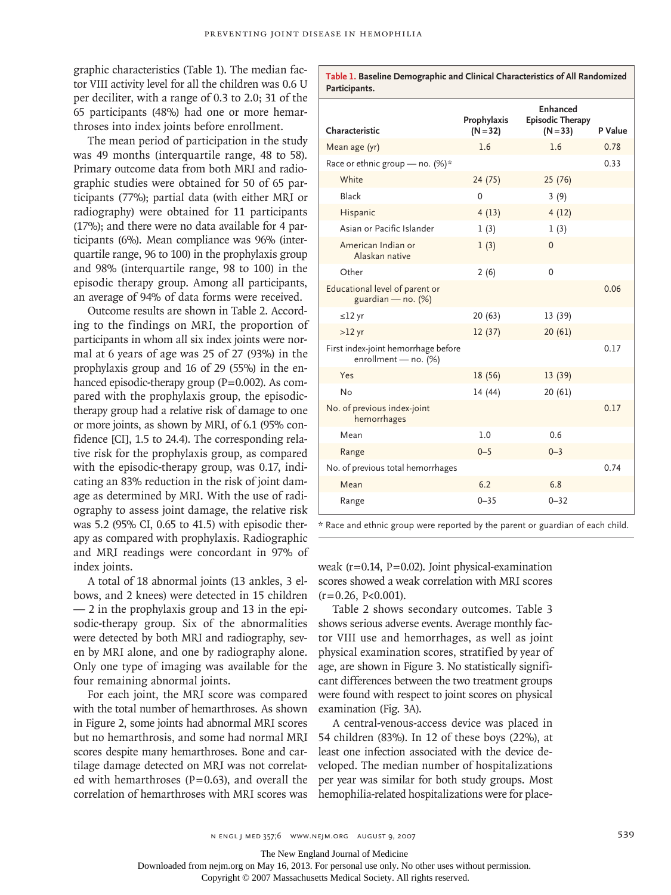graphic characteristics (Table 1). The median factor VIII activity level for all the children was 0.6 U per deciliter, with a range of 0.3 to 2.0; 31 of the 65 participants (48%) had one or more hemarthroses into index joints before enrollment.

The mean period of participation in the study was 49 months (interquartile range, 48 to 58). Primary outcome data from both MRI and radiographic studies were obtained for 50 of 65 participants (77%); partial data (with either MRI or radiography) were obtained for 11 participants (17%); and there were no data available for 4 participants (6%). Mean compliance was 96% (interquartile range, 96 to 100) in the prophylaxis group and 98% (interquartile range, 98 to 100) in the episodic therapy group. Among all participants, an average of 94% of data forms were received.

Outcome results are shown in Table 2. According to the findings on MRI, the proportion of participants in whom all six index joints were normal at 6 years of age was 25 of 27 (93%) in the prophylaxis group and 16 of 29 (55%) in the enhanced episodic-therapy group (P=0.002). As compared with the prophylaxis group, the episodic-therapy group had a relative risk of damage to one or more joints, as shown by MRI, of 6.1 (95% confidence [CI], 1.5 to 24.4). The corresponding relative risk for the prophylaxis group, as compared with the episodic-therapy group, was 0.17, indicating an 83% reduction in the risk of joint damage as determined by MRI. With the use of radiography to assess joint damage, the relative risk was 5.2 (95% CI, 0.65 to 41.5) with episodic therapy as compared with prophylaxis. Radiographic and MRI readings were concordant in 97% of index joints.

A total of 18 abnormal joints (13 ankles, 3 elbows, and 2 knees) were detected in 15 children — 2 in the prophylaxis group and 13 in the episodic-therapy group. Six of the abnormalities were detected by both MRI and radiography, seven by MRI alone, and one by radiography alone. Only one type of imaging was available for the four remaining abnormal joints.

For each joint, the MRI score was compared with the total number of hemarthroses. As shown in Figure 2, some joints had abnormal MRI scores but no hemarthrosis, and some had normal MRI scores despite many hemarthroses. Bone and cartilage damage detected on MRI was not correlated with hemarthroses (P=0.63), and overall the correlation of hemarthroses with MRI scores was weak (r=0.14, P=0.02). Joint physical-examination scores showed a weak correlation with MRI scores (r=0.26, P<0.001).

Table 2 shows secondary outcomes. Table 3 shows serious adverse events. Average monthly factor VIII use and hemorrhages, as well as joint physical examination scores, stratified by year of age, are shown in Figure 3. No statistically significant differences between the two treatment groups were found with respect to joint scores on physical examination (Fig. 3A).

A central-venous-access device was placed in 54 children (83%). In 12 of these boys (22%), at least one infection associated with the device developed. The median number of hospitalizations per year was similar for both study groups. Most hemophilia-related hospitalizations were for place-

**Table 1. Baseline Demographic and Clinical Characteristics of All Randomized Participants.**

| Characteristic | Prophylaxis (N=32) | Enhanced Episodic Therapy (N=33) | P Value |
|---|---|---|---|
| Mean age (yr) | 1.6 | 1.6 | 0.78 |
| Race or ethnic group — no. (%)* | | | 0.33 |
| White | 24 (75) | 25 (76) | |
| Black | 0 | 3 (9) | |
| Hispanic | 4 (13) | 4 (12) | |
| Asian or Pacific Islander | 1 (3) | 1 (3) | |
| American Indian or Alaskan native | 1 (3) | 0 | |
| Other | 2 (6) | 0 | |
| Educational level of parent or guardian — no. (%) | | | 0.06 |
| ≤12 yr | 20 (63) | 13 (39) | |
| >12 yr | 12 (37) | 20 (61) | |
| First index-joint hemorrhage before enrollment — no. (%) | | | 0.17 |
| Yes | 18 (56) | 13 (39) | |
| No | 14 (44) | 20 (61) | |
| No. of previous index-joint hemorrhages | | | 0.17 |
| Mean | 1.0 | 0.6 | |
| Range | 0–5 | 0–3 | |
| No. of previous total hemorrhages | | | 0.74 |
| Mean | 6.2 | 6.8 | |
| Range | 0–35 | 0–32 | |

* Race and ethnic group were reported by the parent or guardian of each child.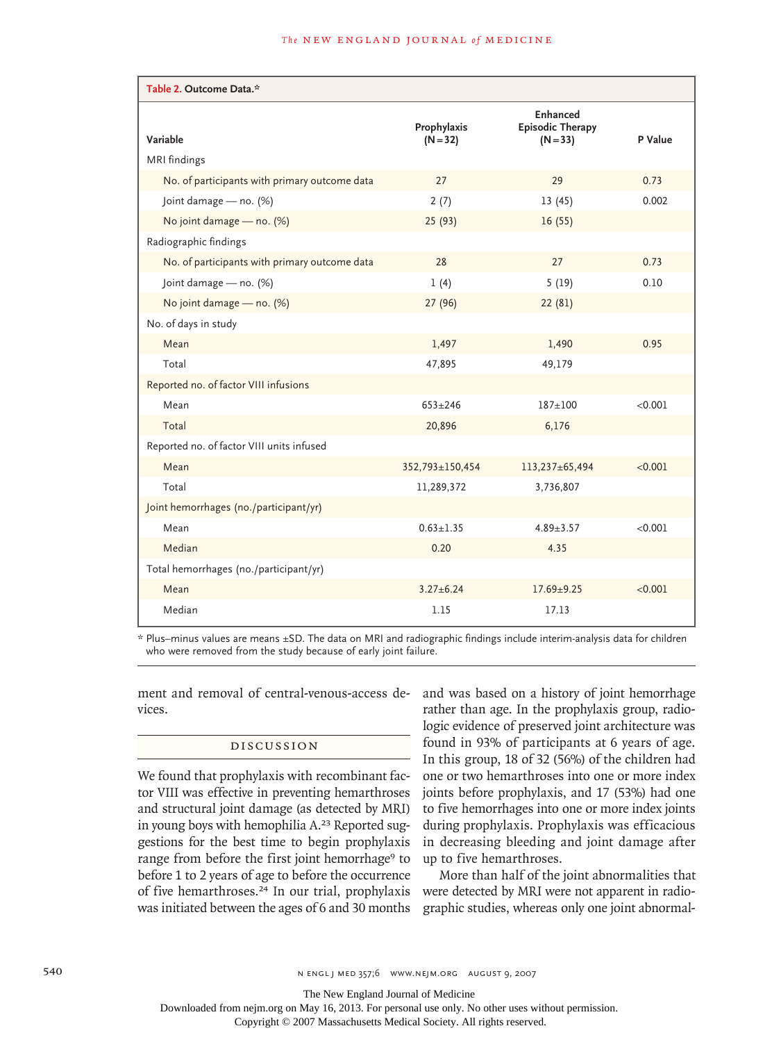**Table 2. Outcome Data.***

| Variable | Prophylaxis (N=32) | Enhanced Episodic Therapy (N=33) | P Value |
|---|---|---|---|
| MRI findings | | | |
| No. of participants with primary outcome data | 27 | 29 | 0.73 |
| Joint damage — no. (%) | 2 (7) | 13 (45) | 0.002 |
| No joint damage — no. (%) | 25 (93) | 16 (55) | |
| Radiographic findings | | | |
| No. of participants with primary outcome data | 28 | 27 | 0.73 |
| Joint damage — no. (%) | 1 (4) | 5 (19) | 0.10 |
| No joint damage — no. (%) | 27 (96) | 22 (81) | |
| No. of days in study | | | |
| Mean | 1,497 | 1,490 | 0.95 |
| Total | 47,895 | 49,179 | |
| Reported no. of factor VIII infusions | | | |
| Mean | 653±246 | 187±100 | <0.001 |
| Total | 20,896 | 6,176 | |
| Reported no. of factor VIII units infused | | | |
| Mean | 352,793±150,454 | 113,237±65,494 | <0.001 |
| Total | 11,289,372 | 3,736,807 | |
| Joint hemorrhages (no./participant/yr) | | | |
| Mean | 0.63±1.35 | 4.89±3.57 | <0.001 |
| Median | 0.20 | 4.35 | |
| Total hemorrhages (no./participant/yr) | | | |
| Mean | 3.27±6.24 | 17.69±9.25 | <0.001 |
| Median | 1.15 | 17.13 | |

\* Plus–minus values are means ±SD. The data on MRI and radiographic findings include interim-analysis data for children who were removed from the study because of early joint failure.

ment and removal of central-venous-access devices.

## DISCUSSION

We found that prophylaxis with recombinant factor VIII was effective in preventing hemarthroses and structural joint damage (as detected by MRI) in young boys with hemophilia A.[23] Reported suggestions for the best time to begin prophylaxis range from before the first joint hemorrhage[9] to before 1 to 2 years of age to before the occurrence of five hemarthroses.[24] In our trial, prophylaxis was initiated between the ages of 6 and 30 months and was based on a history of joint hemorrhage rather than age. In the prophylaxis group, radiologic evidence of preserved joint architecture was found in 93% of participants at 6 years of age. In this group, 18 of 32 (56%) of the children had one or two hemarthroses into one or more index joints before prophylaxis, and 17 (53%) had one to five hemorrhages into one or more index joints during prophylaxis. Prophylaxis was efficacious in decreasing bleeding and joint damage after up to five hemarthroses.

More than half of the joint abnormalities that were detected by MRI were not apparent in radiographic studies, whereas only one joint abnormal-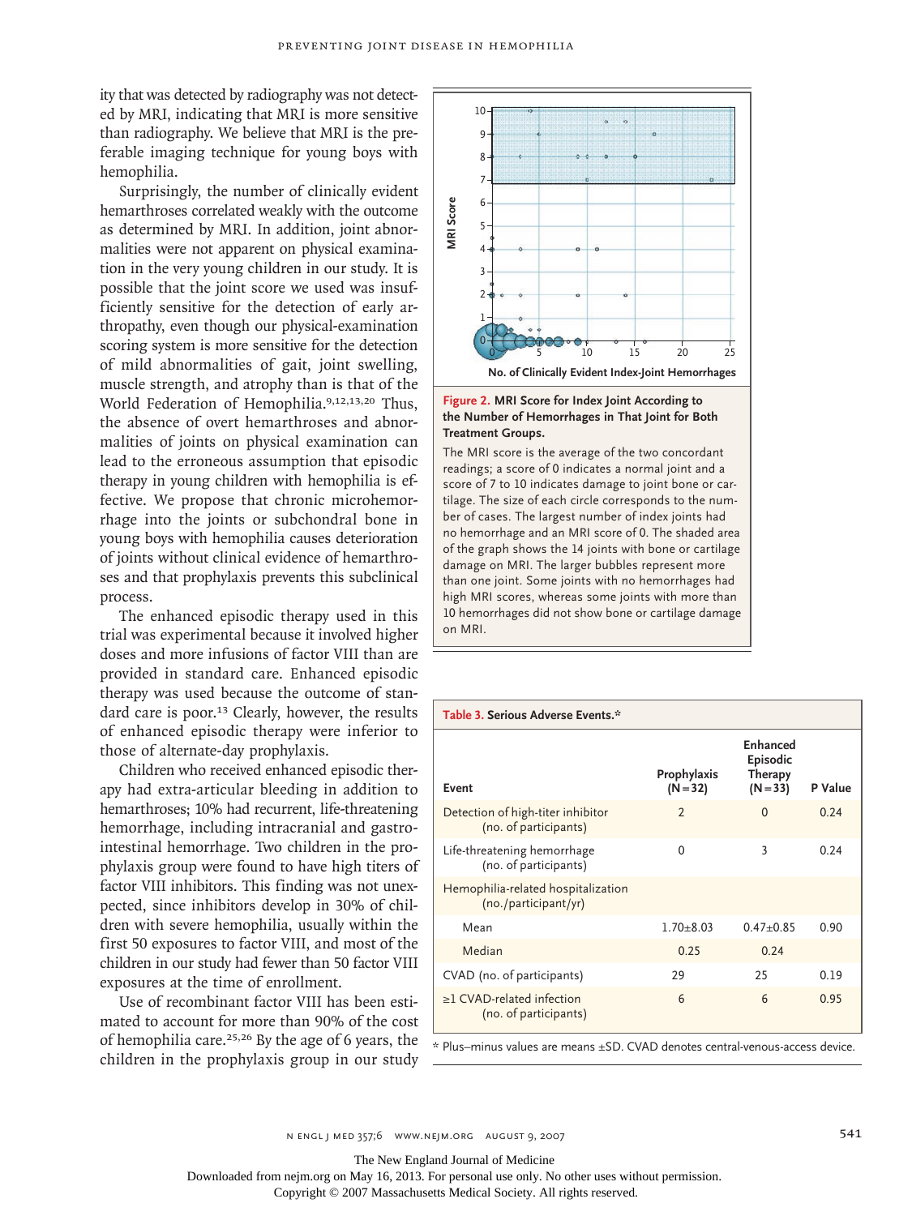ity that was detected by radiography was not detected by MRI, indicating that MRI is more sensitive than radiography. We believe that MRI is the preferable imaging technique for young boys with hemophilia.

Surprisingly, the number of clinically evident hemarthroses correlated weakly with the outcome as determined by MRI. In addition, joint abnormalities were not apparent on physical examination in the very young children in our study. It is possible that the joint score we used was insufficiently sensitive for the detection of early arthropathy, even though our physical-examination scoring system is more sensitive for the detection of mild abnormalities of gait, joint swelling, muscle strength, and atrophy than is that of the World Federation of Hemophilia.[9,12,13,20] Thus, the absence of overt hemarthroses and abnormalities of joints on physical examination can lead to the erroneous assumption that episodic therapy in young children with hemophilia is effective. We propose that chronic microhemorrhage into the joints or subchondral bone in young boys with hemophilia causes deterioration of joints without clinical evidence of hemarthroses and that prophylaxis prevents this subclinical process.

The enhanced episodic therapy used in this trial was experimental because it involved higher doses and more infusions of factor VIII than are provided in standard care. Enhanced episodic therapy was used because the outcome of standard care is poor.[13] Clearly, however, the results of enhanced episodic therapy were inferior to those of alternate-day prophylaxis.

Children who received enhanced episodic therapy had extra-articular bleeding in addition to hemarthroses; 10% had recurrent, life-threatening hemorrhage, including intracranial and gastrointestinal hemorrhage. Two children in the prophylaxis group were found to have high titers of factor VIII inhibitors. This finding was not unexpected, since inhibitors develop in 30% of children with severe hemophilia, usually within the first 50 exposures to factor VIII, and most of the children in our study had fewer than 50 factor VIII exposures at the time of enrollment.

Use of recombinant factor VIII has been estimated to account for more than 90% of the cost of hemophilia care.[25,26] By the age of 6 years, the children in the prophylaxis group in our study

**Figure 2. MRI Score for Index Joint According to the Number of Hemorrhages in That Joint for Both Treatment Groups.**

The MRI score is the average of the two concordant readings; a score of 0 indicates a normal joint and a score of 7 to 10 indicates damage to joint bone or cartilage. The size of each circle corresponds to the number of cases. The largest number of index joints had no hemorrhage and an MRI score of 0. The shaded area of the graph shows the 14 joints with bone or cartilage damage on MRI. The larger bubbles represent more than one joint. Some joints with no hemorrhages had high MRI scores, whereas some joints with more than 10 hemorrhages did not show bone or cartilage damage on MRI.

**Table 3. Serious Adverse Events.***

| Event | Prophylaxis (N=32) | Enhanced Episodic Therapy (N=33) | P Value |
|---|---|---|---|
| Detection of high-titer inhibitor (no. of participants) | 2 | 0 | 0.24 |
| Life-threatening hemorrhage (no. of participants) | 0 | 3 | 0.24 |
| Hemophilia-related hospitalization (no./participant/yr) | | | |
| Mean | 1.70±8.03 | 0.47±0.85 | 0.90 |
| Median | 0.25 | 0.24 | |
| CVAD (no. of participants) | 29 | 25 | 0.19 |
| ≥1 CVAD-related infection (no. of participants) | 6 | 6 | 0.95 |

* Plus–minus values are means ±SD. CVAD denotes central-venous-access device.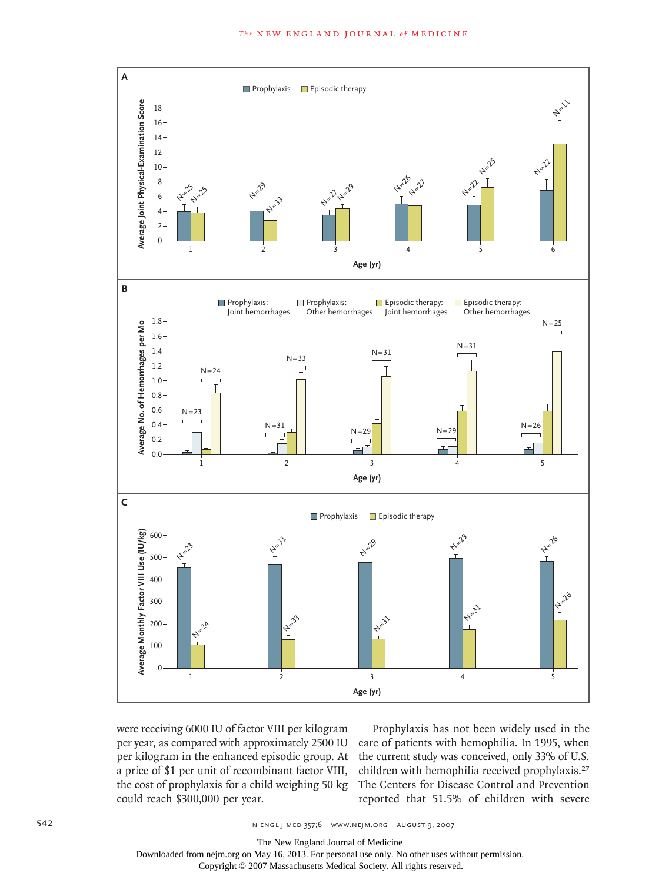## A

Prophylaxis | Episodic therapy

Average Joint Physical-Examination Score (0–18) by Age (yr)

| Age (yr) | Prophylaxis | Episodic therapy |
|---|---|---|
| 1 | N=25 | N=25 |
| 2 | N=29 | N=33 |
| 3 | N=27 | N=29 |
| 4 | N=26 | N=27 |
| 5 | N=22 | N=25 |
| 6 | N=22 | N=11 |

## B

Prophylaxis: Joint hemorrhages | Prophylaxis: Other hemorrhages | Episodic therapy: Joint hemorrhages | Episodic therapy: Other hemorrhages

Average No. of Hemorrhages per Mo (0.0–1.8) by Age (yr)

| Age (yr) | Prophylaxis | Episodic therapy |
|---|---|---|
| 1 | N=23 | N=24 |
| 2 | N=31 | N=33 |
| 3 | N=29 | N=31 |
| 4 | N=29 | N=31 |
| 5 | N=26 | N=25 |

## C

Prophylaxis | Episodic therapy

Average Monthly Factor VIII Use (IU/kg) (0–600) by Age (yr)

| Age (yr) | Prophylaxis | Episodic therapy |
|---|---|---|
| 1 | N=23 | N=24 |
| 2 | N=31 | N=33 |
| 3 | N=29 | N=31 |
| 4 | N=29 | N=31 |
| 5 | N=26 | N=26 |

were receiving 6000 IU of factor VIII per kilogram per year, as compared with approximately 2500 IU per kilogram in the enhanced episodic group. At a price of $1 per unit of recombinant factor VIII, the cost of prophylaxis for a child weighing 50 kg could reach $300,000 per year.

Prophylaxis has not been widely used in the care of patients with hemophilia. In 1995, when the current study was conceived, only 33% of U.S. children with hemophilia received prophylaxis.[27] The Centers for Disease Control and Prevention reported that 51.5% of children with severe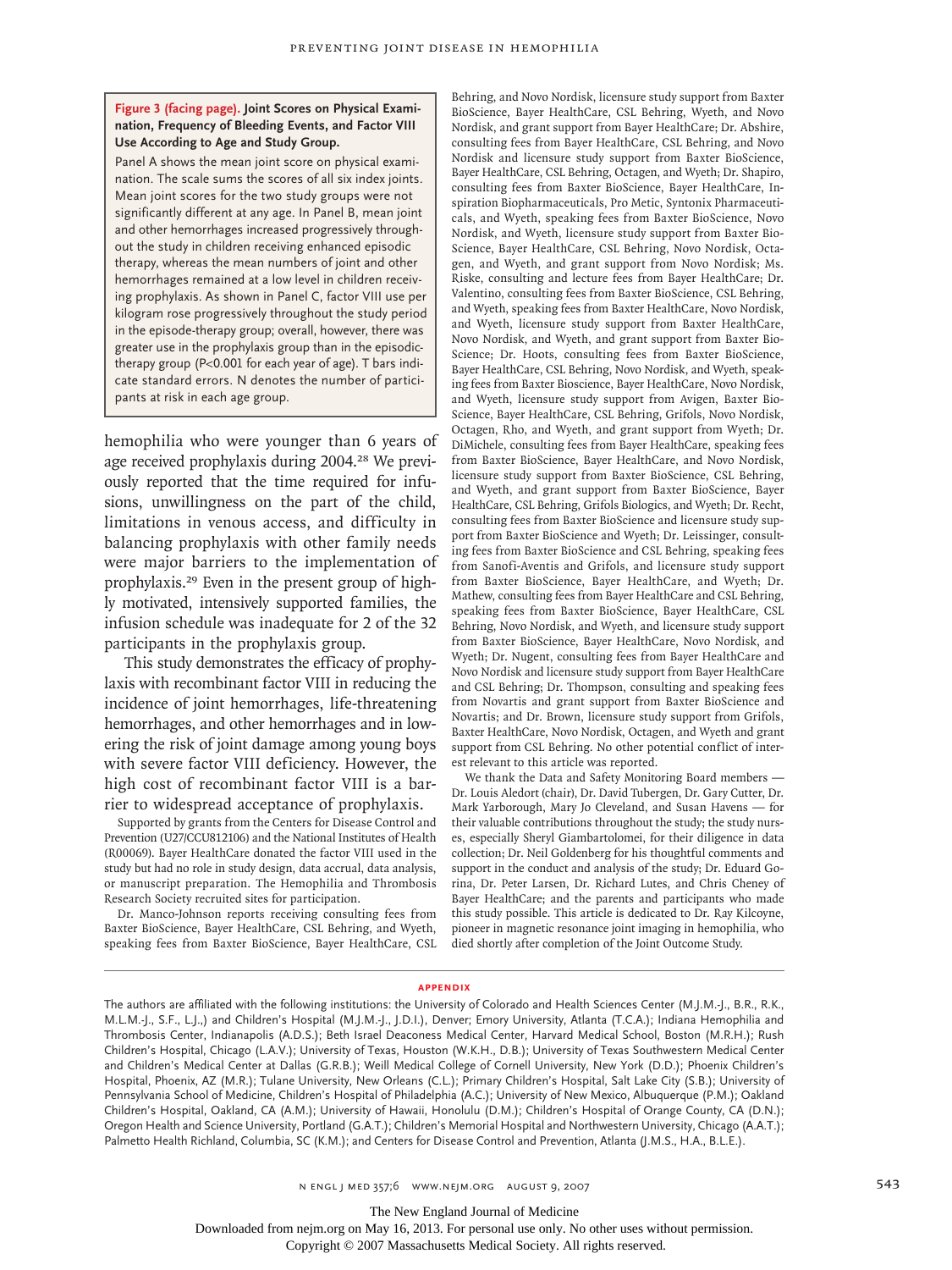**Figure 3 (facing page). Joint Scores on Physical Examination, Frequency of Bleeding Events, and Factor VIII Use According to Age and Study Group.**

Panel A shows the mean joint score on physical examination. The scale sums the scores of all six index joints. Mean joint scores for the two study groups were not significantly different at any age. In Panel B, mean joint and other hemorrhages increased progressively throughout the study in children receiving enhanced episodic therapy, whereas the mean numbers of joint and other hemorrhages remained at a low level in children receiving prophylaxis. As shown in Panel C, factor VIII use per kilogram rose progressively throughout the study period in the episode-therapy group; overall, however, there was greater use in the prophylaxis group than in the episodic-therapy group (P<0.001 for each year of age). T bars indicate standard errors. N denotes the number of participants at risk in each age group.

hemophilia who were younger than 6 years of age received prophylaxis during 2004.[28] We previously reported that the time required for infusions, unwillingness on the part of the child, limitations in venous access, and difficulty in balancing prophylaxis with other family needs were major barriers to the implementation of prophylaxis.[29] Even in the present group of highly motivated, intensively supported families, the infusion schedule was inadequate for 2 of the 32 participants in the prophylaxis group.

This study demonstrates the efficacy of prophylaxis with recombinant factor VIII in reducing the incidence of joint hemorrhages, life-threatening hemorrhages, and other hemorrhages and in lowering the risk of joint damage among young boys with severe factor VIII deficiency. However, the high cost of recombinant factor VIII is a barrier to widespread acceptance of prophylaxis.

Supported by grants from the Centers for Disease Control and Prevention (U27/CCU812106) and the National Institutes of Health (R00069). Bayer HealthCare donated the factor VIII used in the study but had no role in study design, data accrual, data analysis, or manuscript preparation. The Hemophilia and Thrombosis Research Society recruited sites for participation.

Dr. Manco-Johnson reports receiving consulting fees from Baxter BioScience, Bayer HealthCare, CSL Behring, and Wyeth, speaking fees from Baxter BioScience, Bayer HealthCare, CSL Behring, and Novo Nordisk, licensure study support from Baxter BioScience, Bayer HealthCare, CSL Behring, Wyeth, and Novo Nordisk, and grant support from Bayer HealthCare; Dr. Abshire, consulting fees from Bayer HealthCare, CSL Behring, and Novo Nordisk and licensure study support from Baxter BioScience, Bayer HealthCare, CSL Behring, Octagen, and Wyeth; Dr. Shapiro, consulting fees from Baxter BioScience, Bayer HealthCare, Inspiration Biopharmaceuticals, Pro Metic, Syntonix Pharmaceuticals, and Wyeth, speaking fees from Baxter BioScience, Novo Nordisk, and Wyeth, licensure study support from Baxter BioScience, Bayer HealthCare, CSL Behring, Novo Nordisk, Octagen, and Wyeth, and grant support from Novo Nordisk; Ms. Riske, consulting and lecture fees from Bayer HealthCare; Dr. Valentino, consulting fees from Baxter BioScience, CSL Behring, and Wyeth, speaking fees from Baxter HealthCare, Novo Nordisk, and Wyeth, licensure study support from Baxter HealthCare, Novo Nordisk, and Wyeth, and grant support from Baxter BioScience; Dr. Hoots, consulting fees from Baxter BioScience, Bayer HealthCare, CSL Behring, Novo Nordisk, and Wyeth, speaking fees from Baxter Bioscience, Bayer HealthCare, Novo Nordisk, and Wyeth, licensure study support from Avigen, Baxter BioScience, Bayer HealthCare, CSL Behring, Grifols, Novo Nordisk, Octagen, Rho, and Wyeth, and grant support from Wyeth; Dr. DiMichele, consulting fees from Bayer HealthCare, speaking fees from Baxter BioScience, Bayer HealthCare, and Novo Nordisk, licensure study support from Baxter BioScience, CSL Behring, and Wyeth, and grant support from Baxter BioScience, Bayer HealthCare, CSL Behring, Grifols Biologics, and Wyeth; Dr. Recht, consulting fees from Baxter BioScience and licensure study support from Baxter BioScience and Wyeth; Dr. Leissinger, consulting fees from Baxter BioScience and CSL Behring, speaking fees from Sanofi-Aventis and Grifols, and licensure study support from Baxter BioScience, Bayer HealthCare, and Wyeth; Dr. Mathew, consulting fees from Bayer HealthCare and CSL Behring, speaking fees from Baxter BioScience, Bayer HealthCare, CSL Behring, Novo Nordisk, and Wyeth, and licensure study support from Baxter BioScience, Bayer HealthCare, Novo Nordisk, and Wyeth; Dr. Nugent, consulting fees from Bayer HealthCare and Novo Nordisk and licensure study support from Bayer HealthCare and CSL Behring; Dr. Thompson, consulting and speaking fees from Novartis and grant support from Baxter BioScience and Novartis; and Dr. Brown, licensure study support from Grifols, Baxter HealthCare, Novo Nordisk, Octagen, and Wyeth and grant support from CSL Behring. No other potential conflict of interest relevant to this article was reported.

We thank the Data and Safety Monitoring Board members — Dr. Louis Aledort (chair), Dr. David Tubergen, Dr. Gary Cutter, Dr. Mark Yarborough, Mary Jo Cleveland, and Susan Havens — for their valuable contributions throughout the study; the study nurses, especially Sheryl Giambartolomei, for their diligence in data collection; Dr. Neil Goldenberg for his thoughtful comments and support in the conduct and analysis of the study; Dr. Eduard Gorina, Dr. Peter Larsen, Dr. Richard Lutes, and Chris Cheney of Bayer HealthCare; and the parents and participants who made this study possible. This article is dedicated to Dr. Ray Kilcoyne, pioneer in magnetic resonance joint imaging in hemophilia, who died shortly after completion of the Joint Outcome Study.

## APPENDIX

The authors are affiliated with the following institutions: the University of Colorado and Health Sciences Center (M.J.M.-J., B.R., R.K., M.L.M.-J., S.F., L.J.,) and Children's Hospital (M.J.M.-J., J.D.I.), Denver; Emory University, Atlanta (T.C.A.); Indiana Hemophilia and Thrombosis Center, Indianapolis (A.D.S.); Beth Israel Deaconess Medical Center, Harvard Medical School, Boston (M.R.H.); Rush Children's Hospital, Chicago (L.A.V.); University of Texas, Houston (W.K.H., D.B.); University of Texas Southwestern Medical Center and Children's Medical Center at Dallas (G.R.B.); Weill Medical College of Cornell University, New York (D.D.); Phoenix Children's Hospital, Phoenix, AZ (M.R.); Tulane University, New Orleans (C.L.); Primary Children's Hospital, Salt Lake City (S.B.); University of Pennsylvania School of Medicine, Children's Hospital of Philadelphia (A.C.); University of New Mexico, Albuquerque (P.M.); Oakland Children's Hospital, Oakland, CA (A.M.); University of Hawaii, Honolulu (D.M.); Children's Hospital of Orange County, CA (D.N.); Oregon Health and Science University, Portland (G.A.T.); Children's Memorial Hospital and Northwestern University, Chicago (A.A.T.); Palmetto Health Richland, Columbia, SC (K.M.); and Centers for Disease Control and Prevention, Atlanta (J.M.S., H.A., B.L.E.).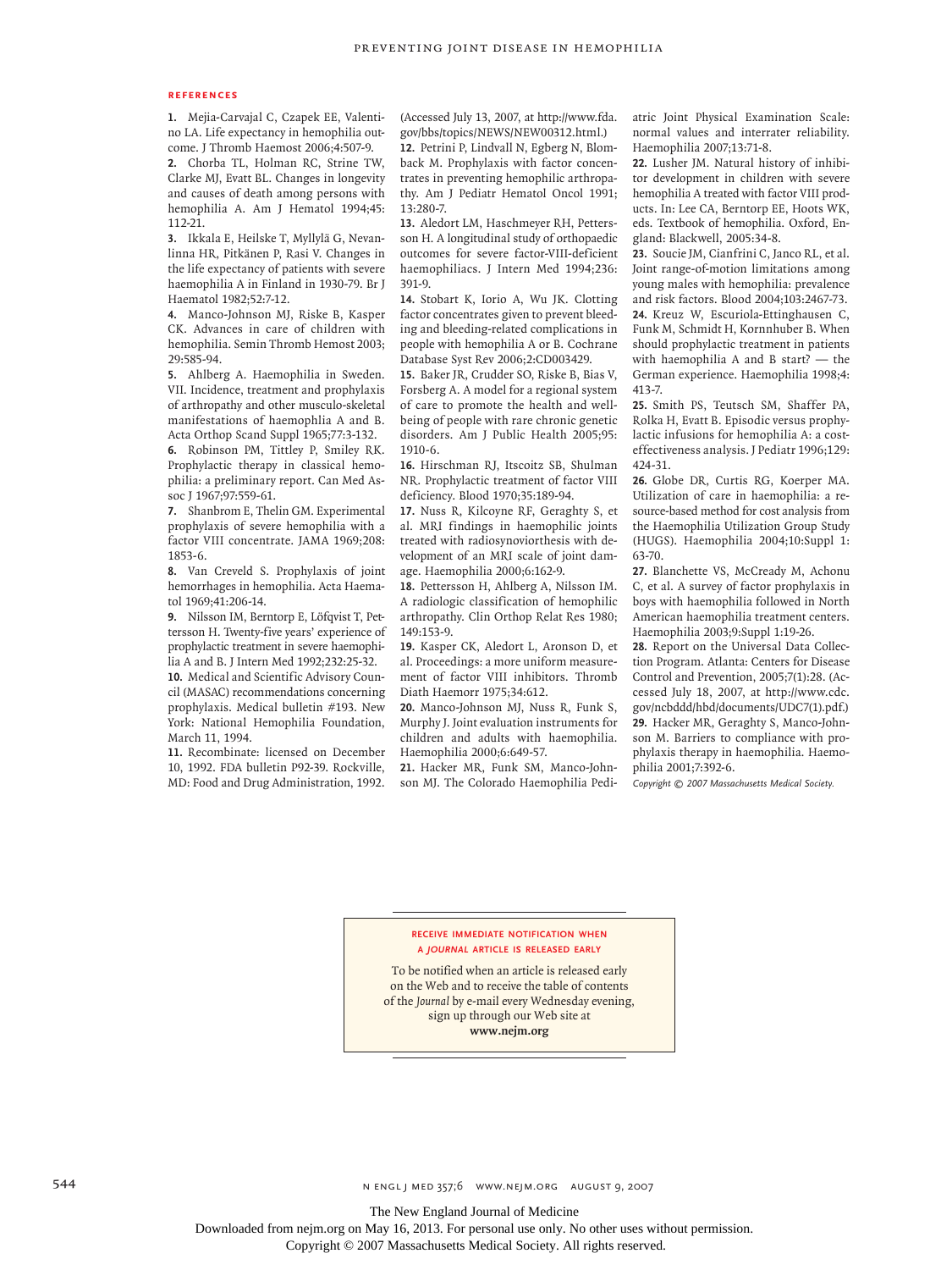## References

1. Mejia-Carvajal C, Czapek EE, Valentino LA. Life expectancy in hemophilia outcome. J Thromb Haemost 2006;4:507-9.
2. Chorba TL, Holman RC, Strine TW, Clarke MJ, Evatt BL. Changes in longevity and causes of death among persons with hemophilia A. Am J Hematol 1994;45:112-21.
3. Ikkala E, Heilske T, Myllylä G, Nevanlinna HR, Pitkänen P, Rasi V. Changes in the life expectancy of patients with severe haemophilia A in Finland in 1930-79. Br J Haematol 1982;52:7-12.
4. Manco-Johnson MJ, Riske B, Kasper CK. Advances in care of children with hemophilia. Semin Thromb Hemost 2003;29:585-94.
5. Ahlberg A. Haemophilia in Sweden. VII. Incidence, treatment and prophylaxis of arthropathy and other musculo-skeletal manifestations of haemophilia A and B. Acta Orthop Scand Suppl 1965;77:3-132.
6. Robinson PM, Tittley P, Smiley RK. Prophylactic therapy in classical hemophilia: a preliminary report. Can Med Assoc J 1967;97:559-61.
7. Shanbrom E, Thelin GM. Experimental prophylaxis of severe hemophilia with a factor VIII concentrate. JAMA 1969;208:1853-6.
8. Van Creveld S. Prophylaxis of joint hemorrhages in hemophilia. Acta Haematol 1969;41:206-14.
9. Nilsson IM, Berntorp E, Löfqvist T, Pettersson H. Twenty-five years' experience of prophylactic treatment in severe haemophilia A and B. J Intern Med 1992;232:25-32.
10. Medical and Scientific Advisory Council (MASAC) recommendations concerning prophylaxis. Medical bulletin #193. New York: National Hemophilia Foundation, March 11, 1994.
11. Recombinate: licensed on December 10, 1992. FDA bulletin P92-39. Rockville, MD: Food and Drug Administration, 1992. (Accessed July 13, 2007, at http://www.fda.gov/bbs/topics/NEWS/NEW00312.html.)
12. Petrini P, Lindvall N, Egberg N, Blomback M. Prophylaxis with factor concentrates in preventing hemophilic arthropathy. Am J Pediatr Hematol Oncol 1991;13:280-7.
13. Aledort LM, Haschmeyer RH, Pettersson H. A longitudinal study of orthopaedic outcomes for severe factor-VIII-deficient haemophiliacs. J Intern Med 1994;236:391-9.
14. Stobart K, Iorio A, Wu JK. Clotting factor concentrates given to prevent bleeding and bleeding-related complications in people with hemophilia A or B. Cochrane Database Syst Rev 2006;2:CD003429.
15. Baker JR, Crudder SO, Riske B, Bias V, Forsberg A. A model for a regional system of care to promote the health and well-being of people with rare chronic genetic disorders. Am J Public Health 2005;95:1910-6.
16. Hirschman RJ, Itscoitz SB, Shulman NR. Prophylactic treatment of factor VIII deficiency. Blood 1970;35:189-94.
17. Nuss R, Kilcoyne RF, Geraghty S, et al. MRI findings in haemophilic joints treated with radiosynoviorthesis with development of an MRI scale of joint damage. Haemophilia 2000;6:162-9.
18. Pettersson H, Ahlberg A, Nilsson IM. A radiologic classification of hemophilic arthropathy. Clin Orthop Relat Res 1980;149:153-9.
19. Kasper CK, Aledort L, Aronson D, et al. Proceedings: a more uniform measurement of factor VIII inhibitors. Thromb Diath Haemorr 1975;34:612.
20. Manco-Johnson MJ, Nuss R, Funk S, Murphy J. Joint evaluation instruments for children and adults with haemophilia. Haemophilia 2000;6:649-57.
21. Hacker MR, Funk SM, Manco-Johnson MJ. The Colorado Haemophilia Paediatric Joint Physical Examination Scale: normal values and interrater reliability. Haemophilia 2007;13:71-8.
22. Lusher JM. Natural history of inhibitor development in children with severe hemophilia A treated with factor VIII products. In: Lee CA, Berntorp EE, Hoots WK, eds. Textbook of hemophilia. Oxford, England: Blackwell, 2005:34-8.
23. Soucie JM, Cianfrini C, Janco RL, et al. Joint range-of-motion limitations among young males with hemophilia: prevalence and risk factors. Blood 2004;103:2467-73.
24. Kreuz W, Escuriola-Ettinghausen C, Funk M, Schmidt H, Kornnhuber B. When should prophylactic treatment in patients with haemophilia A and B start? — the German experience. Haemophilia 1998;4:413-7.
25. Smith PS, Teutsch SM, Shaffer PA, Rolka H, Evatt B. Episodic versus prophylactic infusions for hemophilia A: a cost-effectiveness analysis. J Pediatr 1996;129:424-31.
26. Globe DR, Curtis RG, Koerper MA. Utilization of care in haemophilia: a resource-based method for cost analysis from the Haemophilia Utilization Group Study (HUGS). Haemophilia 2004;10:Suppl 1:63-70.
27. Blanchette VS, McCready M, Achonu C, et al. A survey of factor prophylaxis in boys with haemophilia followed in North American haemophilia treatment centers. Haemophilia 2003;9:Suppl 1:19-26.
28. Report on the Universal Data Collection Program. Atlanta: Centers for Disease Control and Prevention, 2005;7(1):28. (Accessed July 18, 2007, at http://www.cdc.gov/ncbddd/hbd/documents/UDC7(1).pdf.)
29. Hacker MR, Geraghty S, Manco-Johnson M. Barriers to compliance with prophylaxis therapy in haemophilia. Haemophilia 2001;7:392-6.

*Copyright © 2007 Massachusetts Medical Society.*

**RECEIVE IMMEDIATE NOTIFICATION WHEN A *JOURNAL* ARTICLE IS RELEASED EARLY**

To be notified when an article is released early on the Web and to receive the table of contents of the *Journal* by e-mail every Wednesday evening, sign up through our Web site at **www.nejm.org**